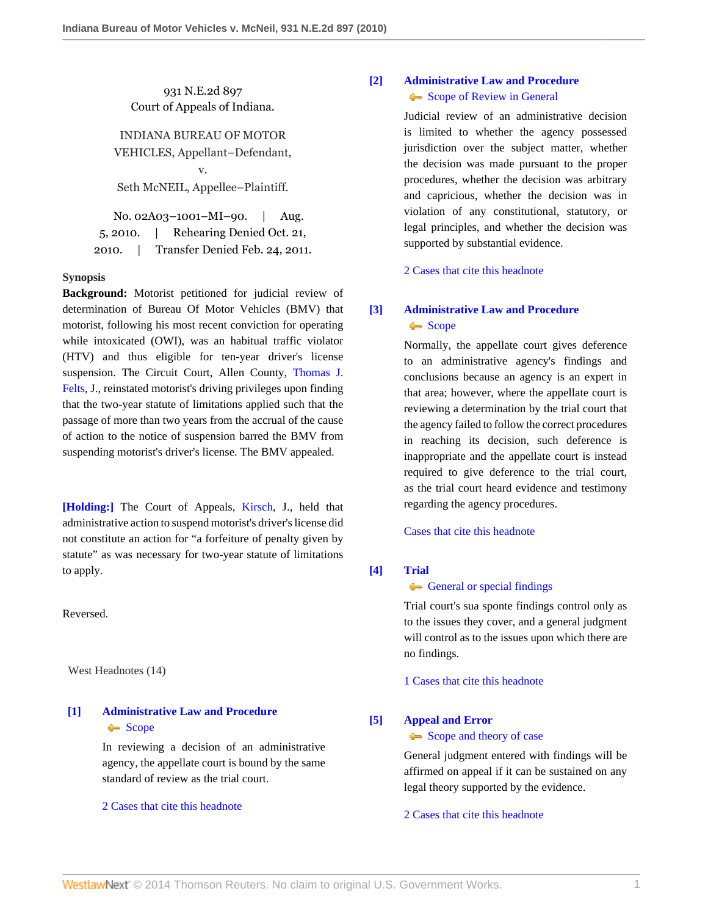931 N.E.2d 897
Court of Appeals of Indiana.

INDIANA BUREAU OF MOTOR VEHICLES, Appellant–Defendant,
v.
Seth McNEIL, Appellee–Plaintiff.

No. 02A03–1001–MI–90. | Aug. 5, 2010. | Rehearing Denied Oct. 21, 2010. | Transfer Denied Feb. 24, 2011.

**Synopsis**

**Background:** Motorist petitioned for judicial review of determination of Bureau Of Motor Vehicles (BMV) that motorist, following his most recent conviction for operating while intoxicated (OWI), was an habitual traffic violator (HTV) and thus eligible for ten-year driver's license suspension. The Circuit Court, Allen County, Thomas J. Felts, J., reinstated motorist's driving privileges upon finding that the two-year statute of limitations applied such that the passage of more than two years from the accrual of the cause of action to the notice of suspension barred the BMV from suspending motorist's driver's license. The BMV appealed.

**[Holding:]** The Court of Appeals, Kirsch, J., held that administrative action to suspend motorist's driver's license did not constitute an action for "a forfeiture of penalty given by statute" as was necessary for two-year statute of limitations to apply.

Reversed.

West Headnotes (14)

**[1] Administrative Law and Procedure**
Scope

In reviewing a decision of an administrative agency, the appellate court is bound by the same standard of review as the trial court.

2 Cases that cite this headnote

**[2] Administrative Law and Procedure**
Scope of Review in General

Judicial review of an administrative decision is limited to whether the agency possessed jurisdiction over the subject matter, whether the decision was made pursuant to the proper procedures, whether the decision was arbitrary and capricious, whether the decision was in violation of any constitutional, statutory, or legal principles, and whether the decision was supported by substantial evidence.

2 Cases that cite this headnote

**[3] Administrative Law and Procedure**
Scope

Normally, the appellate court gives deference to an administrative agency's findings and conclusions because an agency is an expert in that area; however, where the appellate court is reviewing a determination by the trial court that the agency failed to follow the correct procedures in reaching its decision, such deference is inappropriate and the appellate court is instead required to give deference to the trial court, as the trial court heard evidence and testimony regarding the agency procedures.

Cases that cite this headnote

**[4] Trial**
General or special findings

Trial court's sua sponte findings control only as to the issues they cover, and a general judgment will control as to the issues upon which there are no findings.

1 Cases that cite this headnote

**[5] Appeal and Error**
Scope and theory of case

General judgment entered with findings will be affirmed on appeal if it can be sustained on any legal theory supported by the evidence.

2 Cases that cite this headnote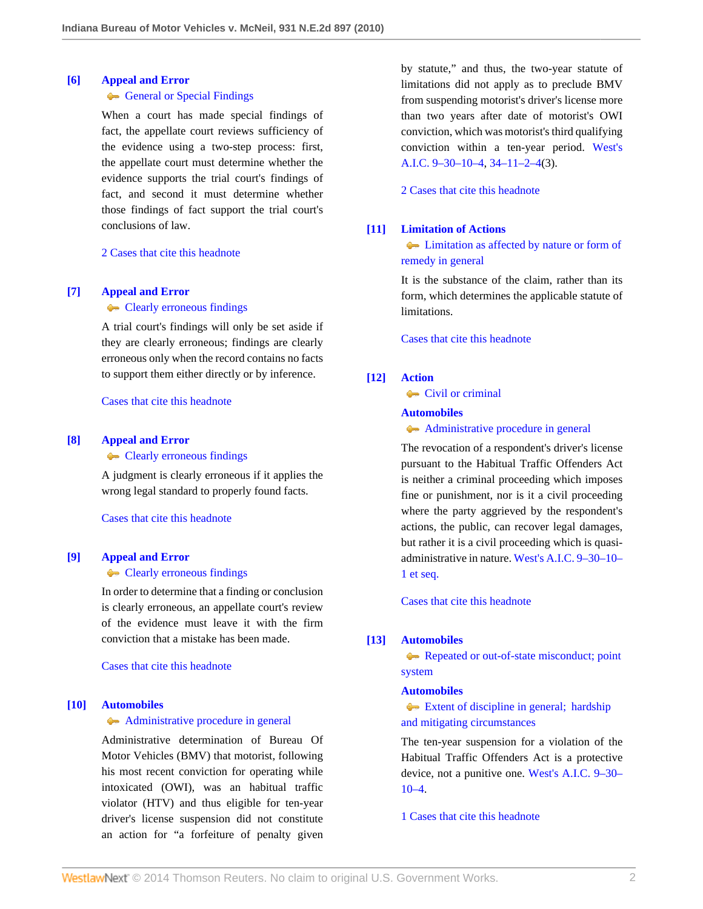**[6]** **Appeal and Error**
General or Special Findings

When a court has made special findings of fact, the appellate court reviews sufficiency of the evidence using a two-step process: first, the appellate court must determine whether the evidence supports the trial court's findings of fact, and second it must determine whether those findings of fact support the trial court's conclusions of law.

2 Cases that cite this headnote

**[7]** **Appeal and Error**
Clearly erroneous findings

A trial court's findings will only be set aside if they are clearly erroneous; findings are clearly erroneous only when the record contains no facts to support them either directly or by inference.

Cases that cite this headnote

**[8]** **Appeal and Error**
Clearly erroneous findings

A judgment is clearly erroneous if it applies the wrong legal standard to properly found facts.

Cases that cite this headnote

**[9]** **Appeal and Error**
Clearly erroneous findings

In order to determine that a finding or conclusion is clearly erroneous, an appellate court's review of the evidence must leave it with the firm conviction that a mistake has been made.

Cases that cite this headnote

**[10]** **Automobiles**
Administrative procedure in general

Administrative determination of Bureau Of Motor Vehicles (BMV) that motorist, following his most recent conviction for operating while intoxicated (OWI), was an habitual traffic violator (HTV) and thus eligible for ten-year driver's license suspension did not constitute an action for "a forfeiture of penalty given by statute," and thus, the two-year statute of limitations did not apply as to preclude BMV from suspending motorist's driver's license more than two years after date of motorist's OWI conviction, which was motorist's third qualifying conviction within a ten-year period. West's A.I.C. 9–30–10–4, 34–11–2–4(3).

2 Cases that cite this headnote

**[11]** **Limitation of Actions**
Limitation as affected by nature or form of remedy in general

It is the substance of the claim, rather than its form, which determines the applicable statute of limitations.

Cases that cite this headnote

**[12]** **Action**
Civil or criminal

**Automobiles**
Administrative procedure in general

The revocation of a respondent's driver's license pursuant to the Habitual Traffic Offenders Act is neither a criminal proceeding which imposes fine or punishment, nor is it a civil proceeding where the party aggrieved by the respondent's actions, the public, can recover legal damages, but rather it is a civil proceeding which is quasi-administrative in nature. West's A.I.C. 9–30–10–1 et seq.

Cases that cite this headnote

**[13]** **Automobiles**
Repeated or out-of-state misconduct; point system

**Automobiles**
Extent of discipline in general; hardship and mitigating circumstances

The ten-year suspension for a violation of the Habitual Traffic Offenders Act is a protective device, not a punitive one. West's A.I.C. 9–30–10–4.

1 Cases that cite this headnote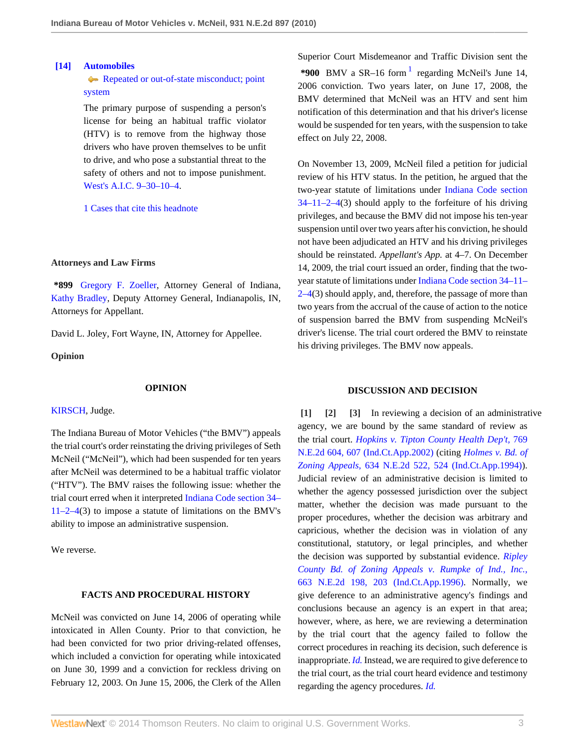**[14] Automobiles**

Repeated or out-of-state misconduct; point system

The primary purpose of suspending a person's license for being an habitual traffic violator (HTV) is to remove from the highway those drivers who have proven themselves to be unfit to drive, and who pose a substantial threat to the safety of others and not to impose punishment. West's A.I.C. 9–30–10–4.

1 Cases that cite this headnote

**Attorneys and Law Firms**

**\*899** Gregory F. Zoeller, Attorney General of Indiana, Kathy Bradley, Deputy Attorney General, Indianapolis, IN, Attorneys for Appellant.

David L. Joley, Fort Wayne, IN, Attorney for Appellee.

**Opinion**

**OPINION**

KIRSCH, Judge.

The Indiana Bureau of Motor Vehicles ("the BMV") appeals the trial court's order reinstating the driving privileges of Seth McNeil ("McNeil"), which had been suspended for ten years after McNeil was determined to be a habitual traffic violator ("HTV"). The BMV raises the following issue: whether the trial court erred when it interpreted Indiana Code section 34–11–2–4(3) to impose a statute of limitations on the BMV's ability to impose an administrative suspension.

We reverse.

**FACTS AND PROCEDURAL HISTORY**

McNeil was convicted on June 14, 2006 of operating while intoxicated in Allen County. Prior to that conviction, he had been convicted for two prior driving-related offenses, which included a conviction for operating while intoxicated on June 30, 1999 and a conviction for reckless driving on February 12, 2003. On June 15, 2006, the Clerk of the Allen Superior Court Misdemeanor and Traffic Division sent the **\*900** BMV a SR–16 form [1] regarding McNeil's June 14, 2006 conviction. Two years later, on June 17, 2008, the BMV determined that McNeil was an HTV and sent him notification of this determination and that his driver's license would be suspended for ten years, with the suspension to take effect on July 22, 2008.

On November 13, 2009, McNeil filed a petition for judicial review of his HTV status. In the petition, he argued that the two-year statute of limitations under Indiana Code section 34–11–2–4(3) should apply to the forfeiture of his driving privileges, and because the BMV did not impose his ten-year suspension until over two years after his conviction, he should not have been adjudicated an HTV and his driving privileges should be reinstated. *Appellant's App.* at 4–7. On December 14, 2009, the trial court issued an order, finding that the two-year statute of limitations under Indiana Code section 34–11–2–4(3) should apply, and, therefore, the passage of more than two years from the accrual of the cause of action to the notice of suspension barred the BMV from suspending McNeil's driver's license. The trial court ordered the BMV to reinstate his driving privileges. The BMV now appeals.

**DISCUSSION AND DECISION**

**[1] [2] [3]** In reviewing a decision of an administrative agency, we are bound by the same standard of review as the trial court. *Hopkins v. Tipton County Health Dep't,* 769 N.E.2d 604, 607 (Ind.Ct.App.2002) (citing *Holmes v. Bd. of Zoning Appeals,* 634 N.E.2d 522, 524 (Ind.Ct.App.1994)). Judicial review of an administrative decision is limited to whether the agency possessed jurisdiction over the subject matter, whether the decision was made pursuant to the proper procedures, whether the decision was arbitrary and capricious, whether the decision was in violation of any constitutional, statutory, or legal principles, and whether the decision was supported by substantial evidence. *Ripley County Bd. of Zoning Appeals v. Rumpke of Ind., Inc.,* 663 N.E.2d 198, 203 (Ind.Ct.App.1996). Normally, we give deference to an administrative agency's findings and conclusions because an agency is an expert in that area; however, where, as here, we are reviewing a determination by the trial court that the agency failed to follow the correct procedures in reaching its decision, such deference is inappropriate. *Id.* Instead, we are required to give deference to the trial court, as the trial court heard evidence and testimony regarding the agency procedures. *Id.*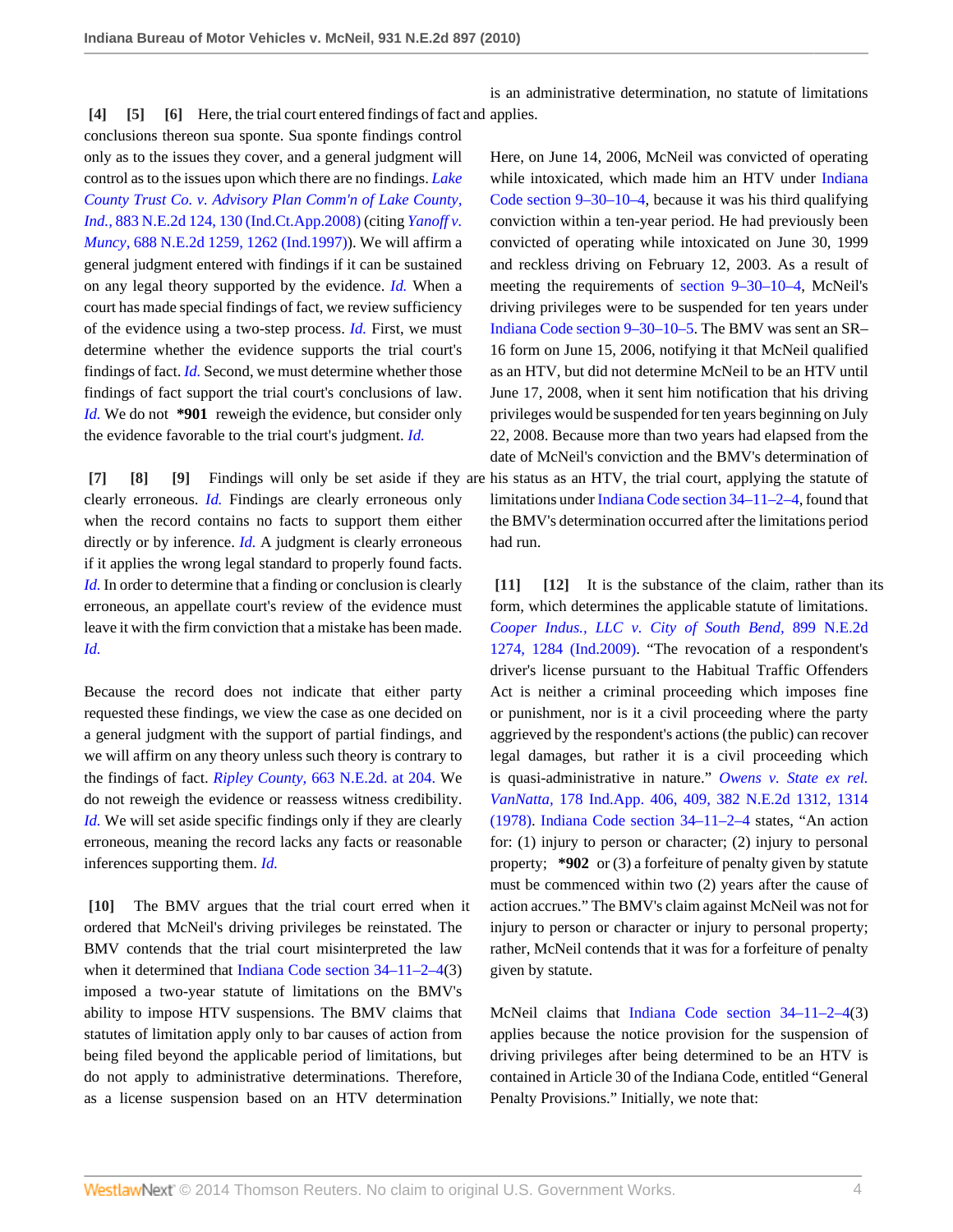**[4] [5] [6]** Here, the trial court entered findings of fact and conclusions thereon sua sponte. Sua sponte findings control only as to the issues they cover, and a general judgment will control as to the issues upon which there are no findings. *Lake County Trust Co. v. Advisory Plan Comm'n of Lake County, Ind.,* 883 N.E.2d 124, 130 (Ind.Ct.App.2008) (citing *Yanoff v. Muncy,* 688 N.E.2d 1259, 1262 (Ind.1997)). We will affirm a general judgment entered with findings if it can be sustained on any legal theory supported by the evidence. *Id.* When a court has made special findings of fact, we review sufficiency of the evidence using a two-step process. *Id.* First, we must determine whether the evidence supports the trial court's findings of fact. *Id.* Second, we must determine whether those findings of fact support the trial court's conclusions of law. *Id.* We do not **\*901** reweigh the evidence, but consider only the evidence favorable to the trial court's judgment. *Id.*

**[7] [8] [9]** Findings will only be set aside if they are clearly erroneous. *Id.* Findings are clearly erroneous only when the record contains no facts to support them either directly or by inference. *Id.* A judgment is clearly erroneous if it applies the wrong legal standard to properly found facts. *Id.* In order to determine that a finding or conclusion is clearly erroneous, an appellate court's review of the evidence must leave it with the firm conviction that a mistake has been made. *Id.*

Because the record does not indicate that either party requested these findings, we view the case as one decided on a general judgment with the support of partial findings, and we will affirm on any theory unless such theory is contrary to the findings of fact. *Ripley County,* 663 N.E.2d. at 204. We do not reweigh the evidence or reassess witness credibility. *Id.* We will set aside specific findings only if they are clearly erroneous, meaning the record lacks any facts or reasonable inferences supporting them. *Id.*

**[10]** The BMV argues that the trial court erred when it ordered that McNeil's driving privileges be reinstated. The BMV contends that the trial court misinterpreted the law when it determined that Indiana Code section 34–11–2–4(3) imposed a two-year statute of limitations on the BMV's ability to impose HTV suspensions. The BMV claims that statutes of limitation apply only to bar causes of action from being filed beyond the applicable period of limitations, but do not apply to administrative determinations. Therefore, as a license suspension based on an HTV determination is an administrative determination, no statute of limitations applies.

Here, on June 14, 2006, McNeil was convicted of operating while intoxicated, which made him an HTV under Indiana Code section 9–30–10–4, because it was his third qualifying conviction within a ten-year period. He had previously been convicted of operating while intoxicated on June 30, 1999 and reckless driving on February 12, 2003. As a result of meeting the requirements of section 9–30–10–4, McNeil's driving privileges were to be suspended for ten years under Indiana Code section 9–30–10–5. The BMV was sent an SR–16 form on June 15, 2006, notifying it that McNeil qualified as an HTV, but did not determine McNeil to be an HTV until June 17, 2008, when it sent him notification that his driving privileges would be suspended for ten years beginning on July 22, 2008. Because more than two years had elapsed from the date of McNeil's conviction and the BMV's determination of his status as an HTV, the trial court, applying the statute of limitations under Indiana Code section 34–11–2–4, found that the BMV's determination occurred after the limitations period had run.

**[11] [12]** It is the substance of the claim, rather than its form, which determines the applicable statute of limitations. *Cooper Indus., LLC v. City of South Bend,* 899 N.E.2d 1274, 1284 (Ind.2009). "The revocation of a respondent's driver's license pursuant to the Habitual Traffic Offenders Act is neither a criminal proceeding which imposes fine or punishment, nor is it a civil proceeding where the party aggrieved by the respondent's actions (the public) can recover legal damages, but rather it is a civil proceeding which is quasi-administrative in nature." *Owens v. State ex rel. VanNatta,* 178 Ind.App. 406, 409, 382 N.E.2d 1312, 1314 (1978). Indiana Code section 34–11–2–4 states, "An action for: (1) injury to person or character; (2) injury to personal property; **\*902** or (3) a forfeiture of penalty given by statute must be commenced within two (2) years after the cause of action accrues." The BMV's claim against McNeil was not for injury to person or character or injury to personal property; rather, McNeil contends that it was for a forfeiture of penalty given by statute.

McNeil claims that Indiana Code section 34–11–2–4(3) applies because the notice provision for the suspension of driving privileges after being determined to be an HTV is contained in Article 30 of the Indiana Code, entitled "General Penalty Provisions." Initially, we note that: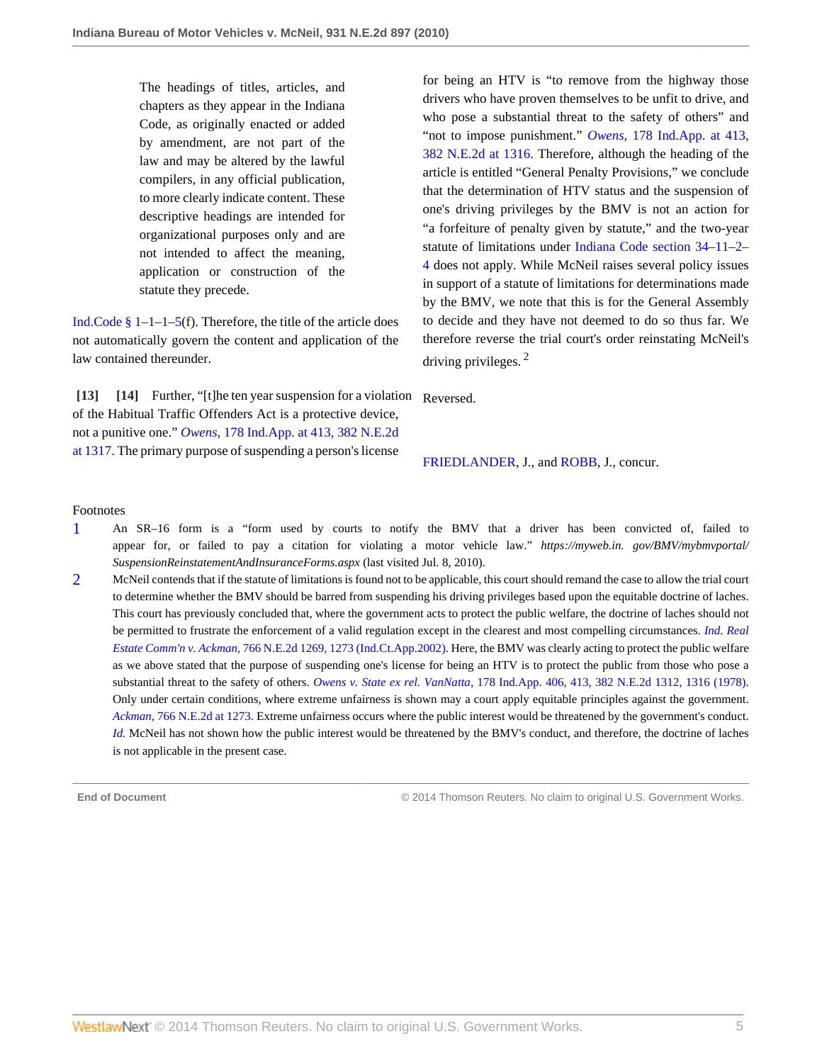> The headings of titles, articles, and chapters as they appear in the Indiana Code, as originally enacted or added by amendment, are not part of the law and may be altered by the lawful compilers, in any official publication, to more clearly indicate content. These descriptive headings are intended for organizational purposes only and are not intended to affect the meaning, application or construction of the statute they precede.

Ind.Code § 1–1–1–5(f). Therefore, the title of the article does not automatically govern the content and application of the law contained thereunder.

**[13]** **[14]** Further, "[t]he ten year suspension for a violation of the Habitual Traffic Offenders Act is a protective device, not a punitive one." *Owens,* 178 Ind.App. at 413, 382 N.E.2d at 1317. The primary purpose of suspending a person's license for being an HTV is "to remove from the highway those drivers who have proven themselves to be unfit to drive, and who pose a substantial threat to the safety of others" and "not to impose punishment." *Owens,* 178 Ind.App. at 413, 382 N.E.2d at 1316. Therefore, although the heading of the article is entitled "General Penalty Provisions," we conclude that the determination of HTV status and the suspension of one's driving privileges by the BMV is not an action for "a forfeiture of penalty given by statute," and the two-year statute of limitations under Indiana Code section 34–11–2–4 does not apply. While McNeil raises several policy issues in support of a statute of limitations for determinations made by the BMV, we note that this is for the General Assembly to decide and they have not deemed to do so thus far. We therefore reverse the trial court's order reinstating McNeil's driving privileges. [2]

Reversed.

FRIEDLANDER, J., and ROBB, J., concur.

Footnotes

1. An SR–16 form is a "form used by courts to notify the BMV that a driver has been convicted of, failed to appear for, or failed to pay a citation for violating a motor vehicle law." *https://myweb.in. gov/BMV/mybmvportal/ SuspensionReinstatementAndInsuranceForms.aspx* (last visited Jul. 8, 2010).

2. McNeil contends that if the statute of limitations is found not to be applicable, this court should remand the case to allow the trial court to determine whether the BMV should be barred from suspending his driving privileges based upon the equitable doctrine of laches. This court has previously concluded that, where the government acts to protect the public welfare, the doctrine of laches should not be permitted to frustrate the enforcement of a valid regulation except in the clearest and most compelling circumstances. *Ind. Real Estate Comm'n v. Ackman,* 766 N.E.2d 1269, 1273 (Ind.Ct.App.2002). Here, the BMV was clearly acting to protect the public welfare as we above stated that the purpose of suspending one's license for being an HTV is to protect the public from those who pose a substantial threat to the safety of others. *Owens v. State ex rel. VanNatta,* 178 Ind.App. 406, 413, 382 N.E.2d 1312, 1316 (1978). Only under certain conditions, where extreme unfairness is shown may a court apply equitable principles against the government. *Ackman,* 766 N.E.2d at 1273. Extreme unfairness occurs where the public interest would be threatened by the government's conduct. *Id.* McNeil has not shown how the public interest would be threatened by the BMV's conduct, and therefore, the doctrine of laches is not applicable in the present case.

End of Document